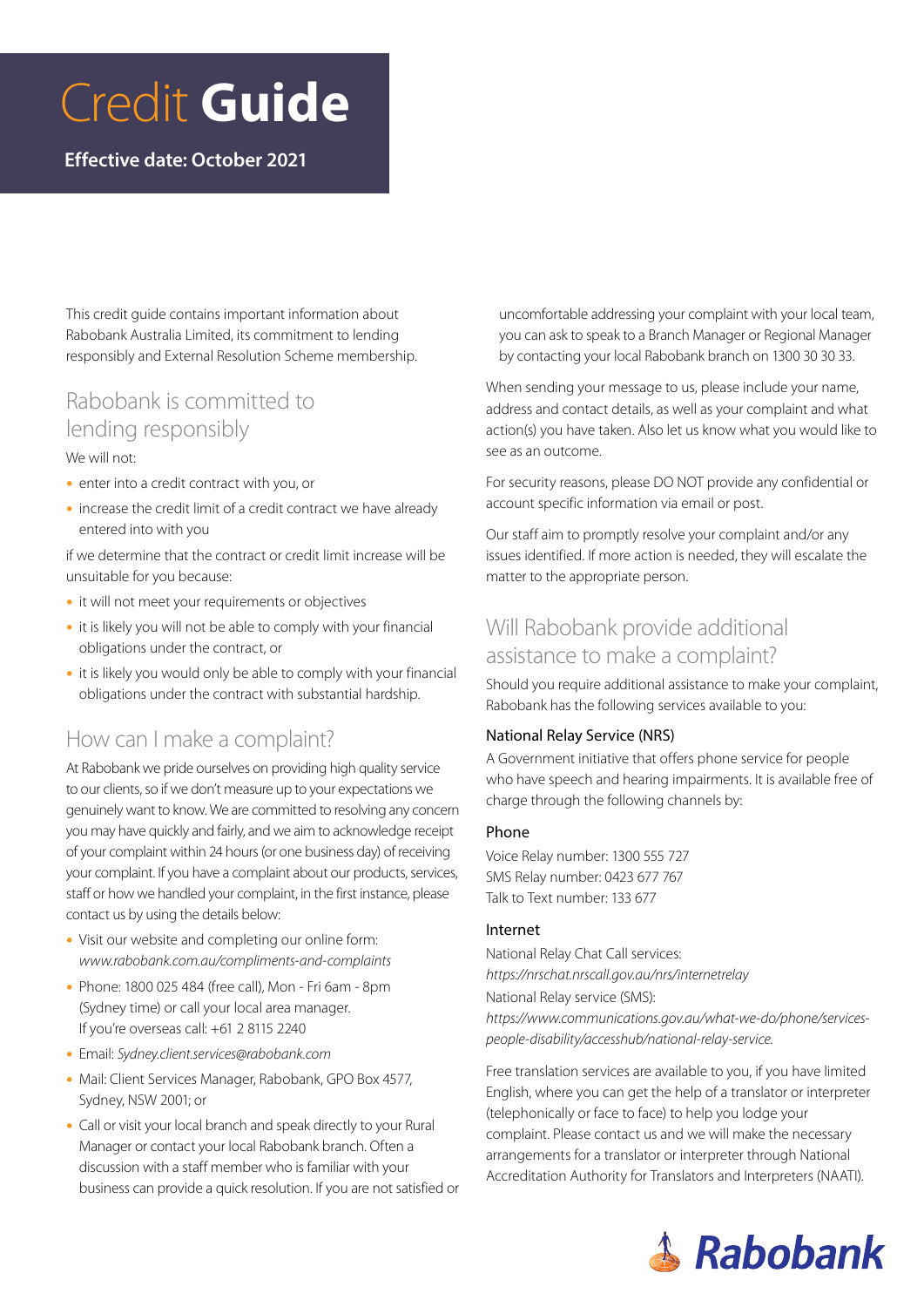# Credit **Guide**

**Effective date: October 2021**

This credit guide contains important information about Rabobank Australia Limited, its commitment to lending responsibly and External Resolution Scheme membership.

## Rabobank is committed to lending responsibly

We will not:

- enter into a credit contract with you, or
- increase the credit limit of a credit contract we have already entered into with you

if we determine that the contract or credit limit increase will be unsuitable for you because:

- it will not meet your requirements or objectives
- it is likely you will not be able to comply with your financial obligations under the contract, or
- it is likely you would only be able to comply with your financial obligations under the contract with substantial hardship.

## How can I make a complaint?

At Rabobank we pride ourselves on providing high quality service to our clients, so if we don't measure up to your expectations we genuinely want to know. We are committed to resolving any concern you may have quickly and fairly, and we aim to acknowledge receipt of your complaint within 24 hours (or one business day) of receiving your complaint. If you have a complaint about our products, services, staff or how we handled your complaint, in the first instance, please contact us by using the details below:

- Visit our website and completing our online form: *www.rabobank.com.au/compliments-and-complaints*
- Phone: 1800 025 484 (free call), Mon - Fri 6am - 8pm (Sydney time) or call your local area manager. If you're overseas call: +61 2 8115 2240
- Email: *Sydney.client.services@rabobank.com*
- Mail: Client Services Manager, Rabobank, GPO Box 4577, Sydney, NSW 2001; or
- Call or visit your local branch and speak directly to your Rural Manager or contact your local Rabobank branch. Often a discussion with a staff member who is familiar with your business can provide a quick resolution. If you are not satisfied or uncomfortable addressing your complaint with your local team, you can ask to speak to a Branch Manager or Regional Manager by contacting your local Rabobank branch on 1300 30 30 33.

When sending your message to us, please include your name, address and contact details, as well as your complaint and what action(s) you have taken. Also let us know what you would like to see as an outcome.

For security reasons, please DO NOT provide any confidential or account specific information via email or post.

Our staff aim to promptly resolve your complaint and/or any issues identified. If more action is needed, they will escalate the matter to the appropriate person.

## Will Rabobank provide additional assistance to make a complaint?

Should you require additional assistance to make your complaint, Rabobank has the following services available to you:

### National Relay Service (NRS)

A Government initiative that offers phone service for people who have speech and hearing impairments. It is available free of charge through the following channels by:

#### Phone

Voice Relay number: 1300 555 727
SMS Relay number: 0423 677 767
Talk to Text number: 133 677

#### Internet

National Relay Chat Call services:
*https://nrschat.nrscall.gov.au/nrs/internetrelay*
National Relay service (SMS):
*https://www.communications.gov.au/what-we-do/phone/services-people-disability/accesshub/national-relay-service.*

Free translation services are available to you, if you have limited English, where you can get the help of a translator or interpreter (telephonically or face to face) to help you lodge your complaint. Please contact us and we will make the necessary arrangements for a translator or interpreter through National Accreditation Authority for Translators and Interpreters (NAATI).

Rabobank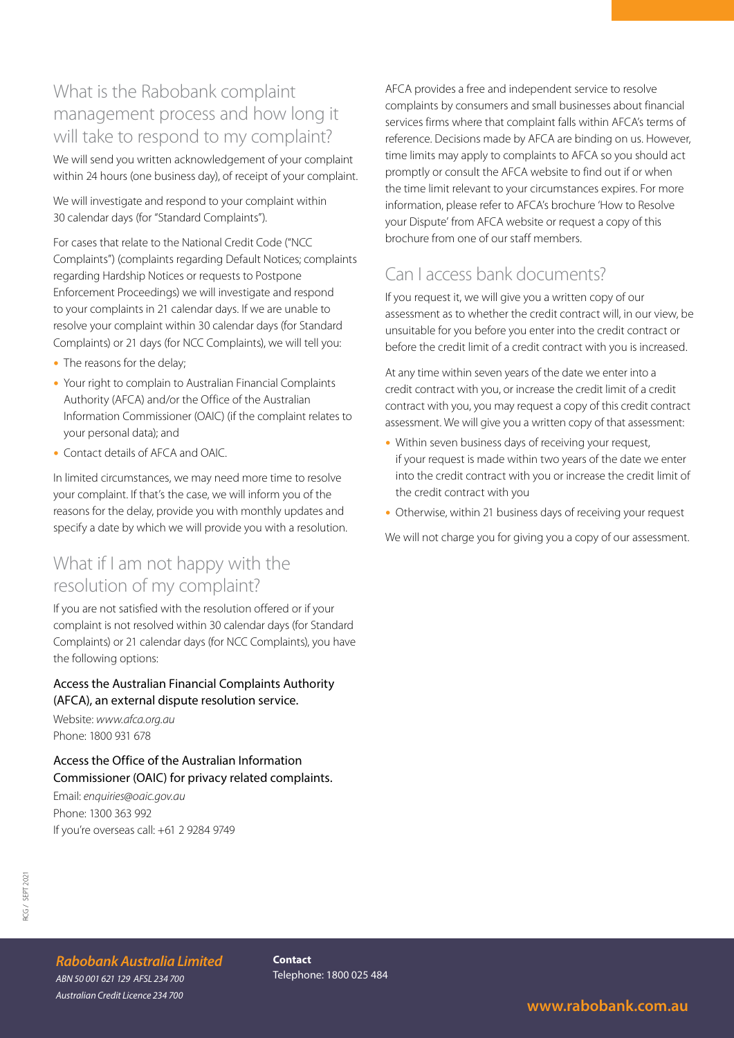## What is the Rabobank complaint management process and how long it will take to respond to my complaint?

We will send you written acknowledgement of your complaint within 24 hours (one business day), of receipt of your complaint.

We will investigate and respond to your complaint within 30 calendar days (for "Standard Complaints").

For cases that relate to the National Credit Code ("NCC Complaints") (complaints regarding Default Notices; complaints regarding Hardship Notices or requests to Postpone Enforcement Proceedings) we will investigate and respond to your complaints in 21 calendar days. If we are unable to resolve your complaint within 30 calendar days (for Standard Complaints) or 21 days (for NCC Complaints), we will tell you:

- The reasons for the delay;
- Your right to complain to Australian Financial Complaints Authority (AFCA) and/or the Office of the Australian Information Commissioner (OAIC) (if the complaint relates to your personal data); and
- Contact details of AFCA and OAIC.

In limited circumstances, we may need more time to resolve your complaint. If that's the case, we will inform you of the reasons for the delay, provide you with monthly updates and specify a date by which we will provide you with a resolution.

## What if I am not happy with the resolution of my complaint?

If you are not satisfied with the resolution offered or if your complaint is not resolved within 30 calendar days (for Standard Complaints) or 21 calendar days (for NCC Complaints), you have the following options:

### Access the Australian Financial Complaints Authority (AFCA), an external dispute resolution service.

Website: *www.afca.org.au*
Phone: 1800 931 678

### Access the Office of the Australian Information Commissioner (OAIC) for privacy related complaints.

Email: *enquiries@oaic.gov.au*
Phone: 1300 363 992
If you're overseas call: +61 2 9284 9749

AFCA provides a free and independent service to resolve complaints by consumers and small businesses about financial services firms where that complaint falls within AFCA's terms of reference. Decisions made by AFCA are binding on us. However, time limits may apply to complaints to AFCA so you should act promptly or consult the AFCA website to find out if or when the time limit relevant to your circumstances expires. For more information, please refer to AFCA's brochure 'How to Resolve your Dispute' from AFCA website or request a copy of this brochure from one of our staff members.

## Can I access bank documents?

If you request it, we will give you a written copy of our assessment as to whether the credit contract will, in our view, be unsuitable for you before you enter into the credit contract or before the credit limit of a credit contract with you is increased.

At any time within seven years of the date we enter into a credit contract with you, or increase the credit limit of a credit contract with you, you may request a copy of this credit contract assessment. We will give you a written copy of that assessment:

- Within seven business days of receiving your request, if your request is made within two years of the date we enter into the credit contract with you or increase the credit limit of the credit contract with you
- Otherwise, within 21 business days of receiving your request

We will not charge you for giving you a copy of our assessment.

RCG / SEPT 2021

***Rabobank Australia Limited***
*ABN 50 001 621 129 AFSL 234 700*
*Australian Credit Licence 234 700*

**Contact**
Telephone: 1800 025 484

**www.rabobank.com.au**